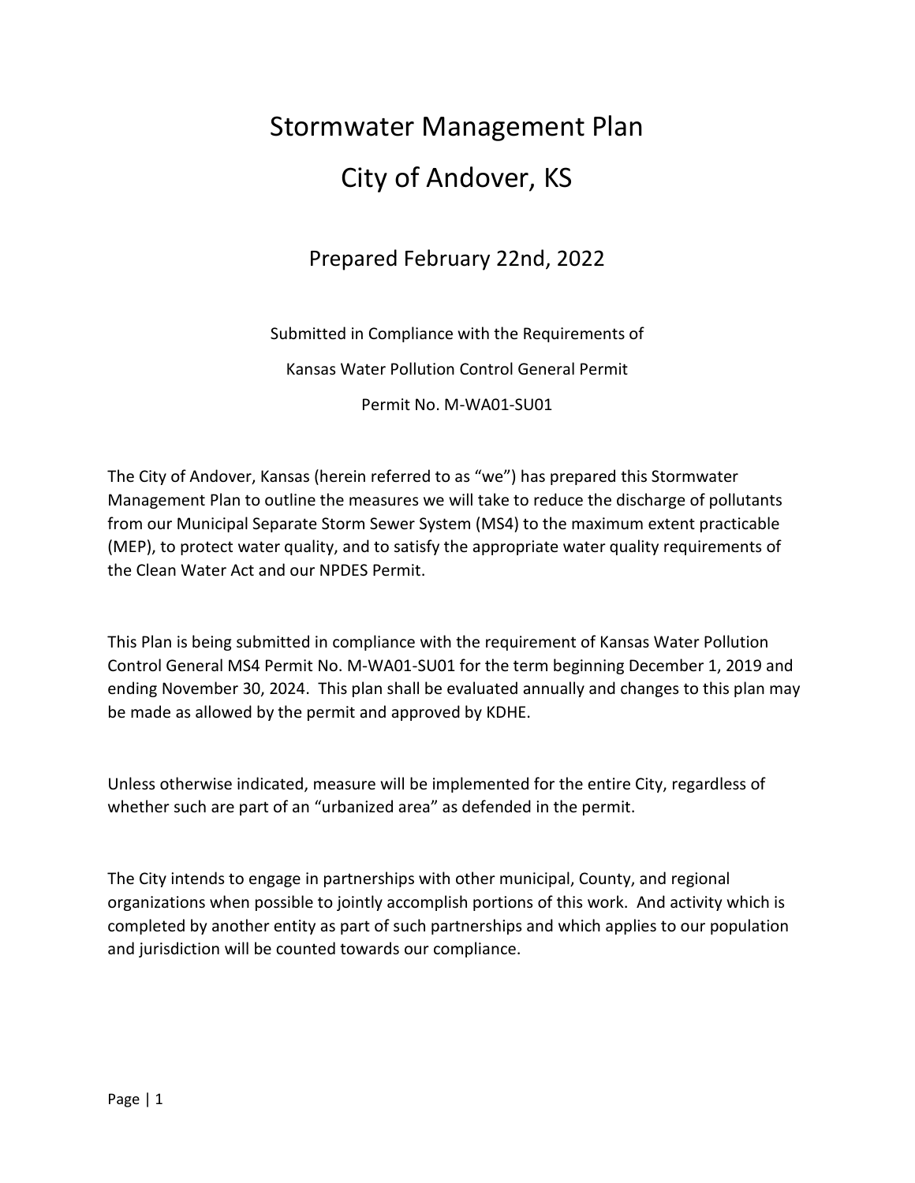# Stormwater Management Plan

# City of Andover, KS

## Prepared February 22nd, 2022

Submitted in Compliance with the Requirements of

Kansas Water Pollution Control General Permit

Permit No. M-WA01-SU01

The City of Andover, Kansas (herein referred to as "we") has prepared this Stormwater Management Plan to outline the measures we will take to reduce the discharge of pollutants from our Municipal Separate Storm Sewer System (MS4) to the maximum extent practicable (MEP), to protect water quality, and to satisfy the appropriate water quality requirements of the Clean Water Act and our NPDES Permit.

This Plan is being submitted in compliance with the requirement of Kansas Water Pollution Control General MS4 Permit No. M-WA01-SU01 for the term beginning December 1, 2019 and ending November 30, 2024. This plan shall be evaluated annually and changes to this plan may be made as allowed by the permit and approved by KDHE.

Unless otherwise indicated, measure will be implemented for the entire City, regardless of whether such are part of an "urbanized area" as defended in the permit.

The City intends to engage in partnerships with other municipal, County, and regional organizations when possible to jointly accomplish portions of this work. And activity which is completed by another entity as part of such partnerships and which applies to our population and jurisdiction will be counted towards our compliance.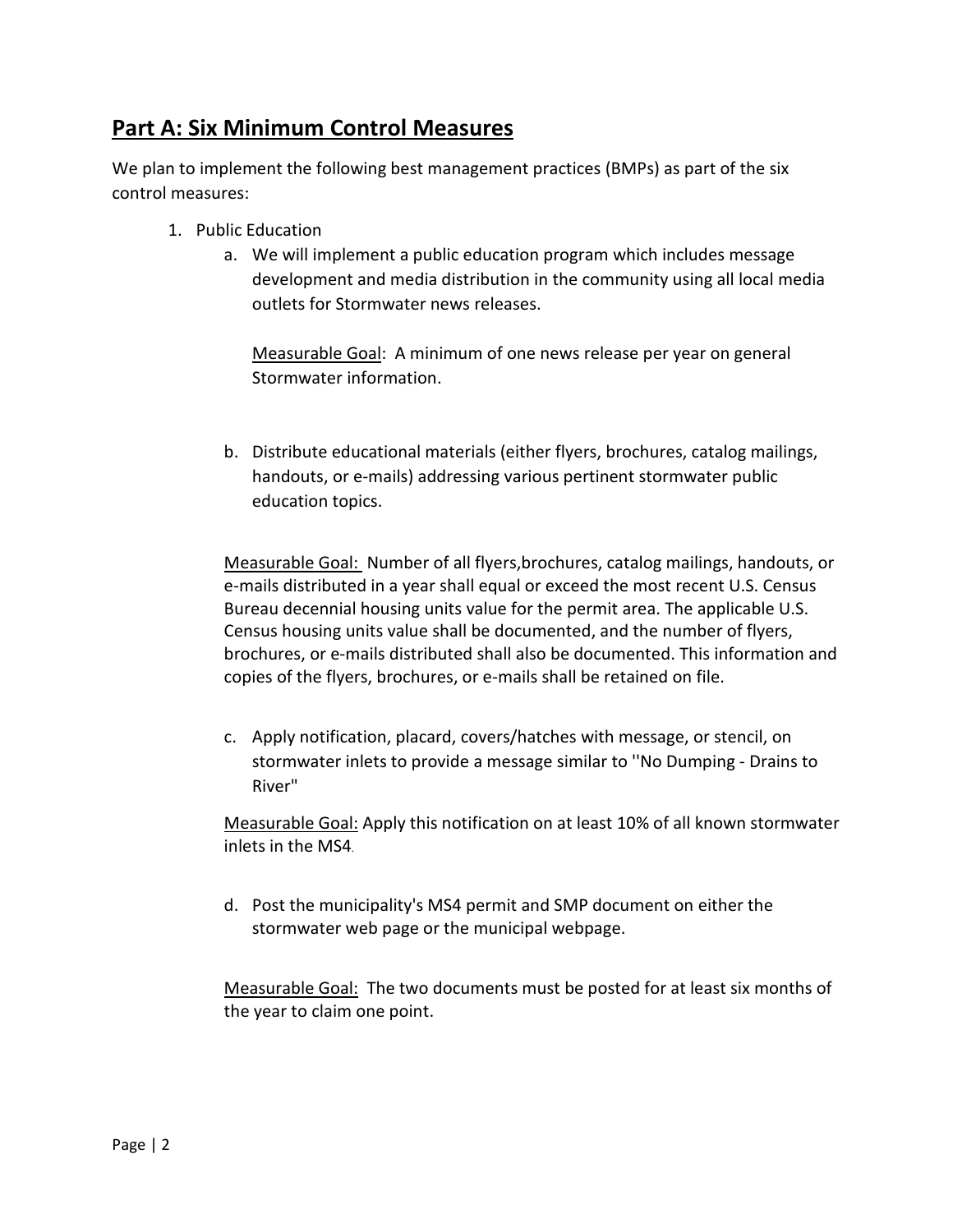## **Part A: Six Minimum Control Measures**

We plan to implement the following best management practices (BMPs) as part of the six control measures:

1. Public Education
   a. We will implement a public education program which includes message development and media distribution in the community using all local media outlets for Stormwater news releases.

      Measurable Goal: A minimum of one news release per year on general Stormwater information.

   b. Distribute educational materials (either flyers, brochures, catalog mailings, handouts, or e-mails) addressing various pertinent stormwater public education topics.

      Measurable Goal: Number of all flyers,brochures, catalog mailings, handouts, or e-mails distributed in a year shall equal or exceed the most recent U.S. Census Bureau decennial housing units value for the permit area. The applicable U.S. Census housing units value shall be documented, and the number of flyers, brochures, or e-mails distributed shall also be documented. This information and copies of the flyers, brochures, or e-mails shall be retained on file.

   c. Apply notification, placard, covers/hatches with message, or stencil, on stormwater inlets to provide a message similar to ''No Dumping - Drains to River"

      Measurable Goal: Apply this notification on at least 10% of all known stormwater inlets in the MS4.

   d. Post the municipality's MS4 permit and SMP document on either the stormwater web page or the municipal webpage.

      Measurable Goal: The two documents must be posted for at least six months of the year to claim one point.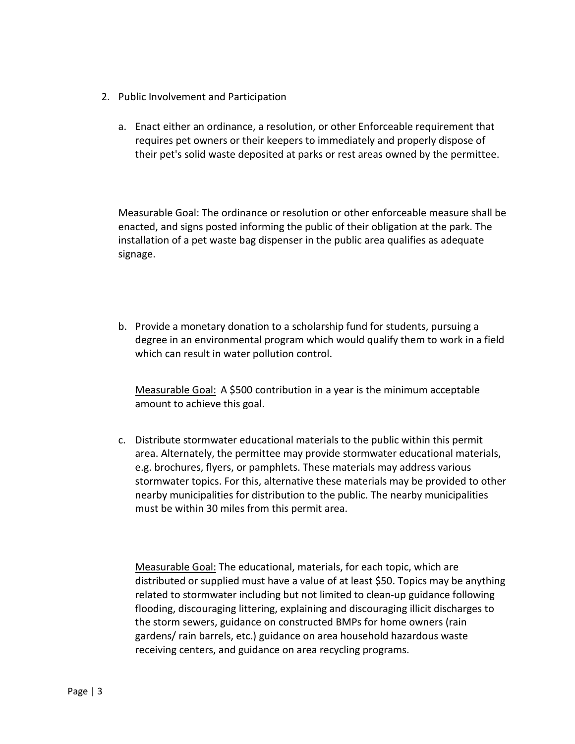2. Public Involvement and Participation

    a. Enact either an ordinance, a resolution, or other Enforceable requirement that requires pet owners or their keepers to immediately and properly dispose of their pet's solid waste deposited at parks or rest areas owned by the permittee.

    <u>Measurable Goal:</u> The ordinance or resolution or other enforceable measure shall be enacted, and signs posted informing the public of their obligation at the park. The installation of a pet waste bag dispenser in the public area qualifies as adequate signage.

    b. Provide a monetary donation to a scholarship fund for students, pursuing a degree in an environmental program which would qualify them to work in a field which can result in water pollution control.

    <u>Measurable Goal:</u> A $500 contribution in a year is the minimum acceptable amount to achieve this goal.

    c. Distribute stormwater educational materials to the public within this permit area. Alternately, the permittee may provide stormwater educational materials, e.g. brochures, flyers, or pamphlets. These materials may address various stormwater topics. For this, alternative these materials may be provided to other nearby municipalities for distribution to the public. The nearby municipalities must be within 30 miles from this permit area.

    <u>Measurable Goal:</u> The educational, materials, for each topic, which are distributed or supplied must have a value of at least $50. Topics may be anything related to stormwater including but not limited to clean-up guidance following flooding, discouraging littering, explaining and discouraging illicit discharges to the storm sewers, guidance on constructed BMPs for home owners (rain gardens/ rain barrels, etc.) guidance on area household hazardous waste receiving centers, and guidance on area recycling programs.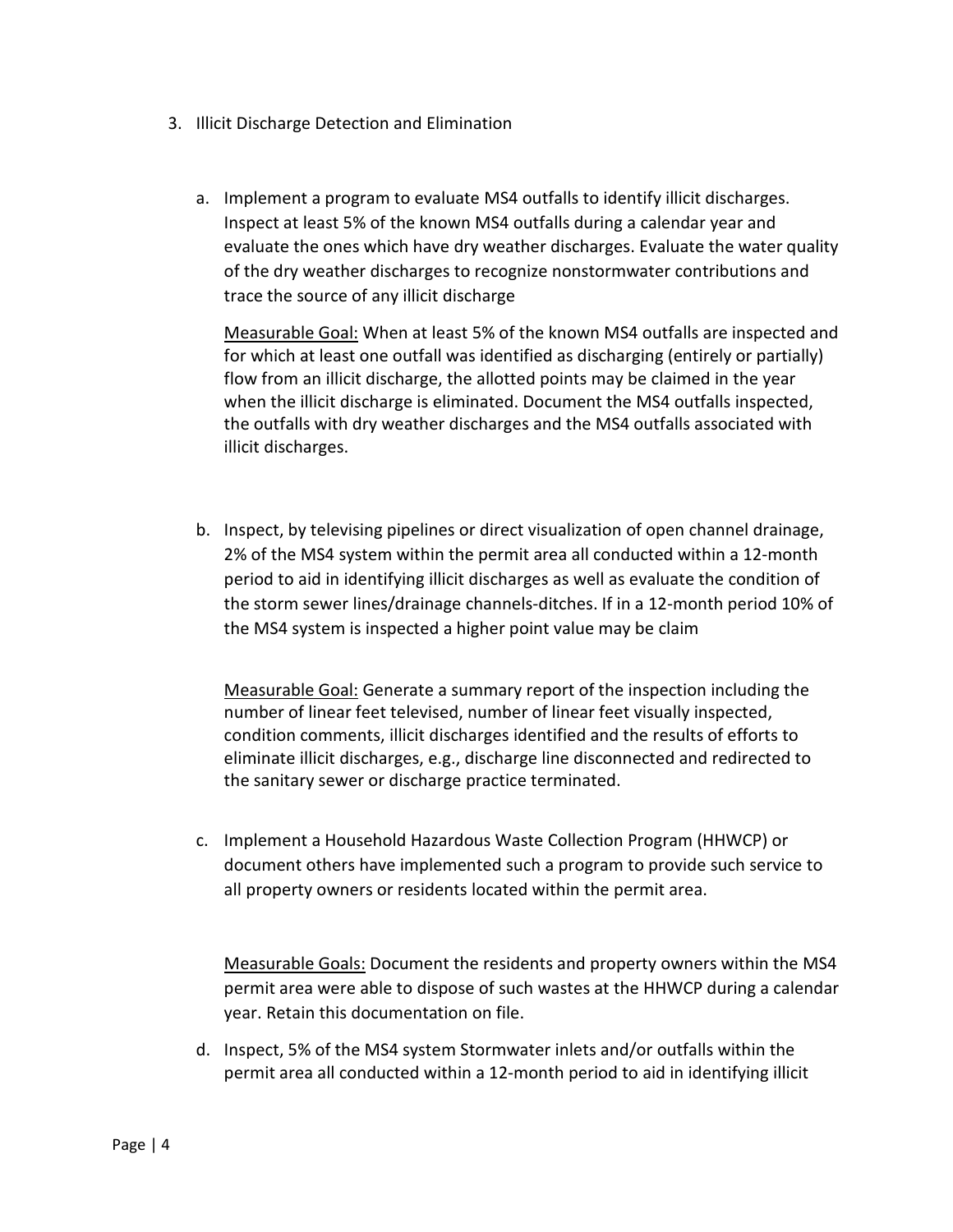3. Illicit Discharge Detection and Elimination

   a. Implement a program to evaluate MS4 outfalls to identify illicit discharges. Inspect at least 5% of the known MS4 outfalls during a calendar year and evaluate the ones which have dry weather discharges. Evaluate the water quality of the dry weather discharges to recognize nonstormwater contributions and trace the source of any illicit discharge

      <u>Measurable Goal:</u> When at least 5% of the known MS4 outfalls are inspected and for which at least one outfall was identified as discharging (entirely or partially) flow from an illicit discharge, the allotted points may be claimed in the year when the illicit discharge is eliminated. Document the MS4 outfalls inspected, the outfalls with dry weather discharges and the MS4 outfalls associated with illicit discharges.

   b. Inspect, by televising pipelines or direct visualization of open channel drainage, 2% of the MS4 system within the permit area all conducted within a 12-month period to aid in identifying illicit discharges as well as evaluate the condition of the storm sewer lines/drainage channels-ditches. If in a 12-month period 10% of the MS4 system is inspected a higher point value may be claim

      <u>Measurable Goal:</u> Generate a summary report of the inspection including the number of linear feet televised, number of linear feet visually inspected, condition comments, illicit discharges identified and the results of efforts to eliminate illicit discharges, e.g., discharge line disconnected and redirected to the sanitary sewer or discharge practice terminated.

   c. Implement a Household Hazardous Waste Collection Program (HHWCP) or document others have implemented such a program to provide such service to all property owners or residents located within the permit area.

      <u>Measurable Goals:</u> Document the residents and property owners within the MS4 permit area were able to dispose of such wastes at the HHWCP during a calendar year. Retain this documentation on file.

   d. Inspect, 5% of the MS4 system Stormwater inlets and/or outfalls within the permit area all conducted within a 12-month period to aid in identifying illicit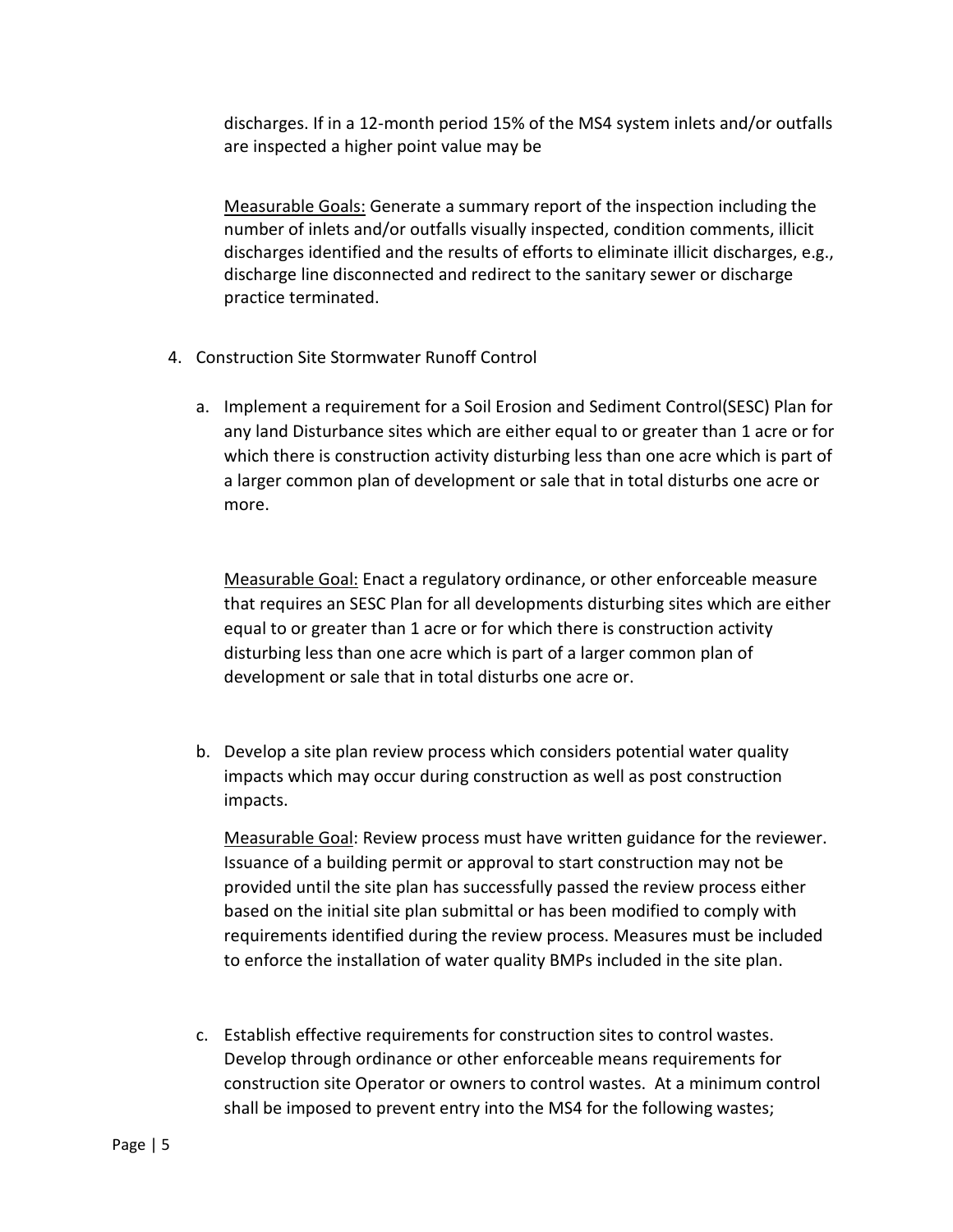discharges. If in a 12-month period 15% of the MS4 system inlets and/or outfalls are inspected a higher point value may be

Measurable Goals: Generate a summary report of the inspection including the number of inlets and/or outfalls visually inspected, condition comments, illicit discharges identified and the results of efforts to eliminate illicit discharges, e.g., discharge line disconnected and redirect to the sanitary sewer or discharge practice terminated.

4. Construction Site Stormwater Runoff Control

   a. Implement a requirement for a Soil Erosion and Sediment Control(SESC) Plan for any land Disturbance sites which are either equal to or greater than 1 acre or for which there is construction activity disturbing less than one acre which is part of a larger common plan of development or sale that in total disturbs one acre or more.

      Measurable Goal: Enact a regulatory ordinance, or other enforceable measure that requires an SESC Plan for all developments disturbing sites which are either equal to or greater than 1 acre or for which there is construction activity disturbing less than one acre which is part of a larger common plan of development or sale that in total disturbs one acre or.

   b. Develop a site plan review process which considers potential water quality impacts which may occur during construction as well as post construction impacts.

      Measurable Goal: Review process must have written guidance for the reviewer. Issuance of a building permit or approval to start construction may not be provided until the site plan has successfully passed the review process either based on the initial site plan submittal or has been modified to comply with requirements identified during the review process. Measures must be included to enforce the installation of water quality BMPs included in the site plan.

   c. Establish effective requirements for construction sites to control wastes. Develop through ordinance or other enforceable means requirements for construction site Operator or owners to control wastes. At a minimum control shall be imposed to prevent entry into the MS4 for the following wastes;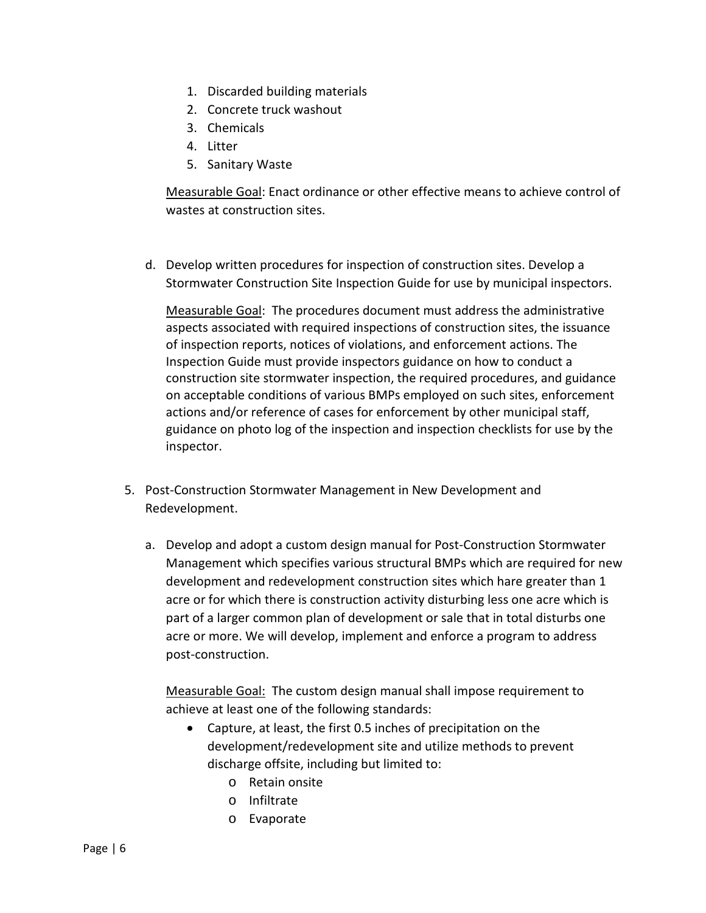1. Discarded building materials
2. Concrete truck washout
3. Chemicals
4. Litter
5. Sanitary Waste

Measurable Goal: Enact ordinance or other effective means to achieve control of wastes at construction sites.

d. Develop written procedures for inspection of construction sites. Develop a Stormwater Construction Site Inspection Guide for use by municipal inspectors.

Measurable Goal: The procedures document must address the administrative aspects associated with required inspections of construction sites, the issuance of inspection reports, notices of violations, and enforcement actions. The Inspection Guide must provide inspectors guidance on how to conduct a construction site stormwater inspection, the required procedures, and guidance on acceptable conditions of various BMPs employed on such sites, enforcement actions and/or reference of cases for enforcement by other municipal staff, guidance on photo log of the inspection and inspection checklists for use by the inspector.

5. Post-Construction Stormwater Management in New Development and Redevelopment.

a. Develop and adopt a custom design manual for Post-Construction Stormwater Management which specifies various structural BMPs which are required for new development and redevelopment construction sites which hare greater than 1 acre or for which there is construction activity disturbing less one acre which is part of a larger common plan of development or sale that in total disturbs one acre or more. We will develop, implement and enforce a program to address post-construction.

Measurable Goal: The custom design manual shall impose requirement to achieve at least one of the following standards:

- Capture, at least, the first 0.5 inches of precipitation on the development/redevelopment site and utilize methods to prevent discharge offsite, including but limited to:
    - Retain onsite
    - Infiltrate
    - Evaporate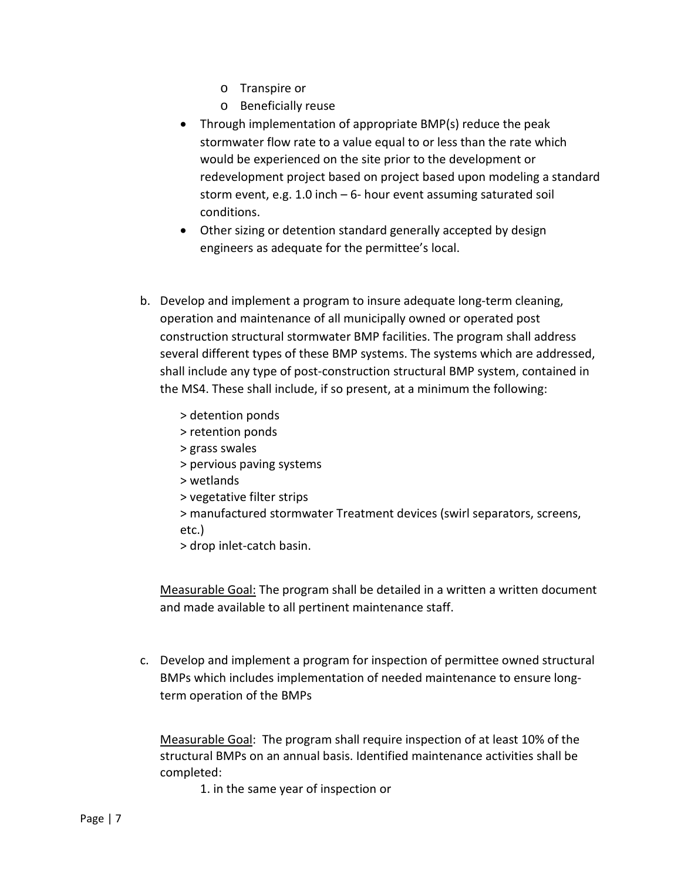- Transpire or
  - Beneficially reuse
- Through implementation of appropriate BMP(s) reduce the peak stormwater flow rate to a value equal to or less than the rate which would be experienced on the site prior to the development or redevelopment project based on project based upon modeling a standard storm event, e.g. 1.0 inch – 6- hour event assuming saturated soil conditions.
- Other sizing or detention standard generally accepted by design engineers as adequate for the permittee's local.

b. Develop and implement a program to insure adequate long-term cleaning, operation and maintenance of all municipally owned or operated post construction structural stormwater BMP facilities. The program shall address several different types of these BMP systems. The systems which are addressed, shall include any type of post-construction structural BMP system, contained in the MS4. These shall include, if so present, at a minimum the following:

   > detention ponds
   > retention ponds
   > grass swales
   > pervious paving systems
   > wetlands
   > vegetative filter strips
   > manufactured stormwater Treatment devices (swirl separators, screens, etc.)
   > drop inlet-catch basin.

   Measurable Goal: The program shall be detailed in a written a written document and made available to all pertinent maintenance staff.

c. Develop and implement a program for inspection of permittee owned structural BMPs which includes implementation of needed maintenance to ensure long-term operation of the BMPs

   Measurable Goal: The program shall require inspection of at least 10% of the structural BMPs on an annual basis. Identified maintenance activities shall be completed:

   1. in the same year of inspection or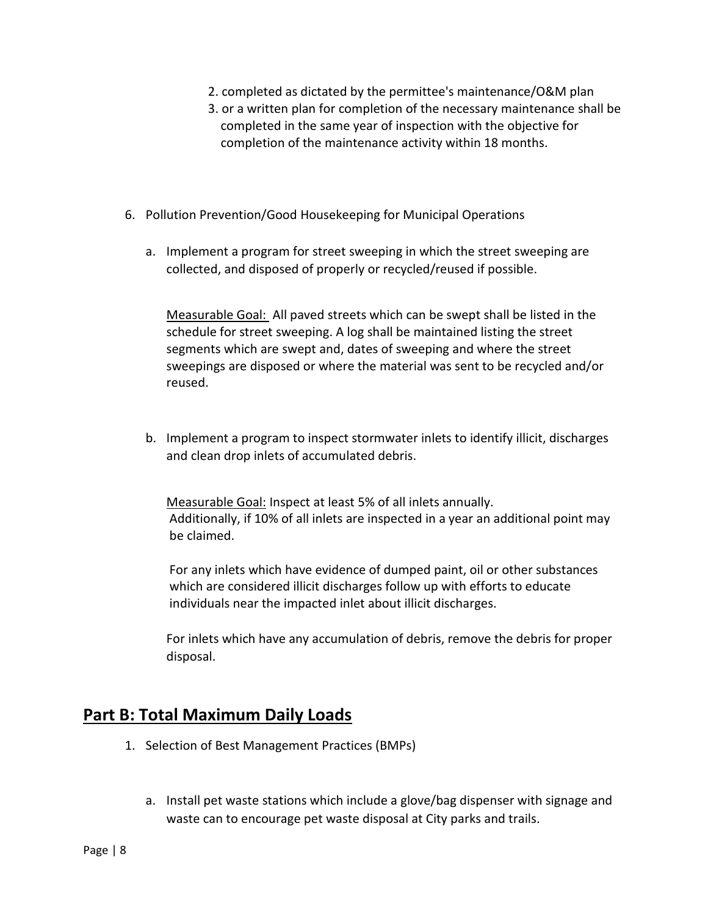2. completed as dictated by the permittee's maintenance/O&M plan
3. or a written plan for completion of the necessary maintenance shall be completed in the same year of inspection with the objective for completion of the maintenance activity within 18 months.

6. Pollution Prevention/Good Housekeeping for Municipal Operations

   a. Implement a program for street sweeping in which the street sweeping are collected, and disposed of properly or recycled/reused if possible.

      Measurable Goal: All paved streets which can be swept shall be listed in the schedule for street sweeping. A log shall be maintained listing the street segments which are swept and, dates of sweeping and where the street sweepings are disposed or where the material was sent to be recycled and/or reused.

   b. Implement a program to inspect stormwater inlets to identify illicit, discharges and clean drop inlets of accumulated debris.

      Measurable Goal: Inspect at least 5% of all inlets annually. Additionally, if 10% of all inlets are inspected in a year an additional point may be claimed.

      For any inlets which have evidence of dumped paint, oil or other substances which are considered illicit discharges follow up with efforts to educate individuals near the impacted inlet about illicit discharges.

      For inlets which have any accumulation of debris, remove the debris for proper disposal.

## Part B: Total Maximum Daily Loads

1. Selection of Best Management Practices (BMPs)

   a. Install pet waste stations which include a glove/bag dispenser with signage and waste can to encourage pet waste disposal at City parks and trails.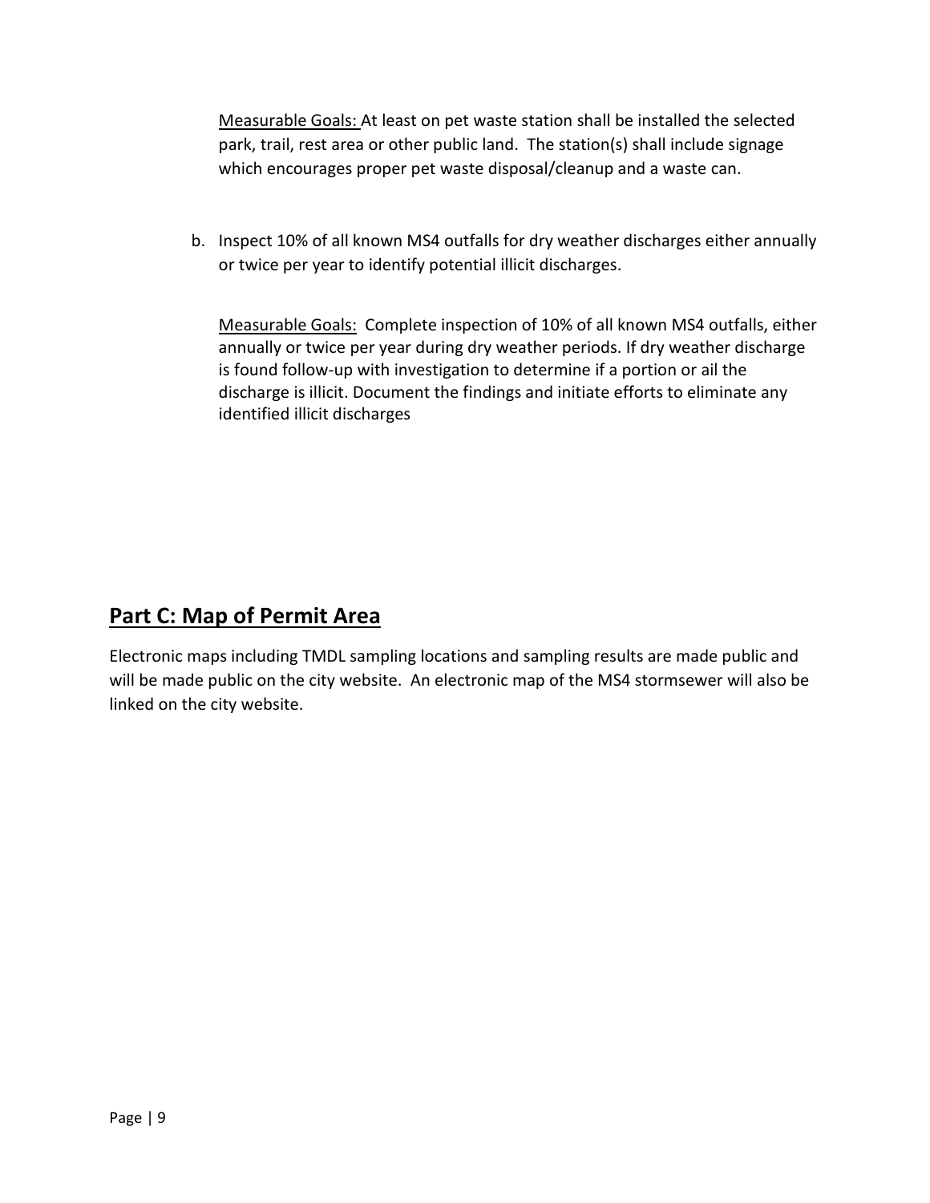Measurable Goals: At least on pet waste station shall be installed the selected park, trail, rest area or other public land. The station(s) shall include signage which encourages proper pet waste disposal/cleanup and a waste can.

b. Inspect 10% of all known MS4 outfalls for dry weather discharges either annually or twice per year to identify potential illicit discharges.

   Measurable Goals: Complete inspection of 10% of all known MS4 outfalls, either annually or twice per year during dry weather periods. If dry weather discharge is found follow-up with investigation to determine if a portion or ail the discharge is illicit. Document the findings and initiate efforts to eliminate any identified illicit discharges

## Part C: Map of Permit Area

Electronic maps including TMDL sampling locations and sampling results are made public and will be made public on the city website. An electronic map of the MS4 stormsewer will also be linked on the city website.